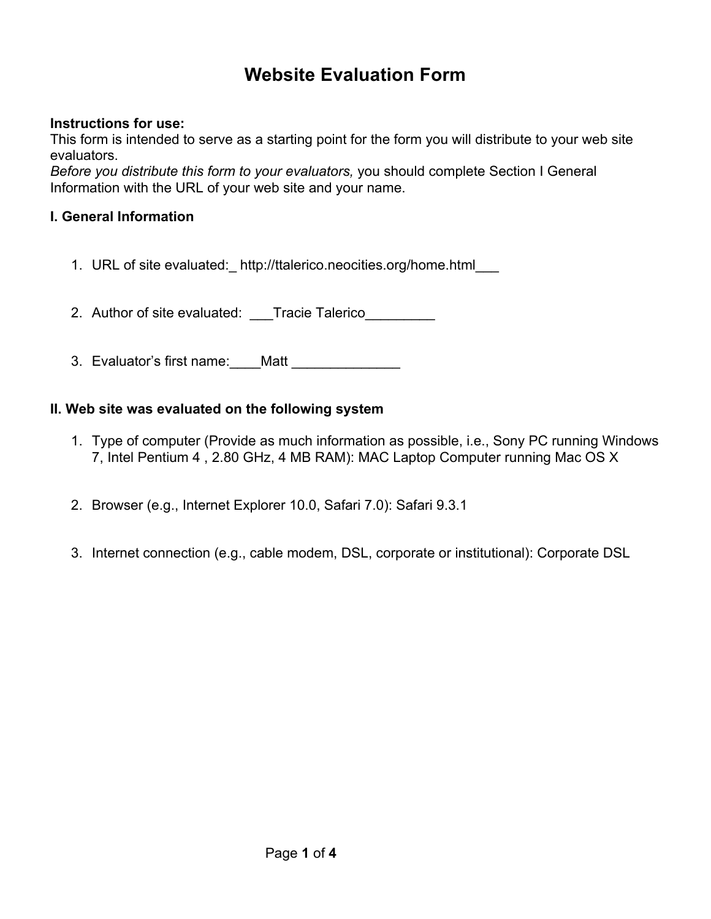# Website Evaluation Form

**Instructions for use:**
This form is intended to serve as a starting point for the form you will distribute to your web site evaluators.
*Before you distribute this form to your evaluators,* you should complete Section I General Information with the URL of your web site and your name.

**I. General Information**

1. URL of site evaluated:_ http://ttalerico.neocities.org/home.html___

2. Author of site evaluated: ___Tracie Talerico_________

3. Evaluator's first name:____Matt ______________

**II. Web site was evaluated on the following system**

1. Type of computer (Provide as much information as possible, i.e., Sony PC running Windows 7, Intel Pentium 4 , 2.80 GHz, 4 MB RAM): MAC Laptop Computer running Mac OS X

2. Browser (e.g., Internet Explorer 10.0, Safari 7.0): Safari 9.3.1

3. Internet connection (e.g., cable modem, DSL, corporate or institutional): Corporate DSL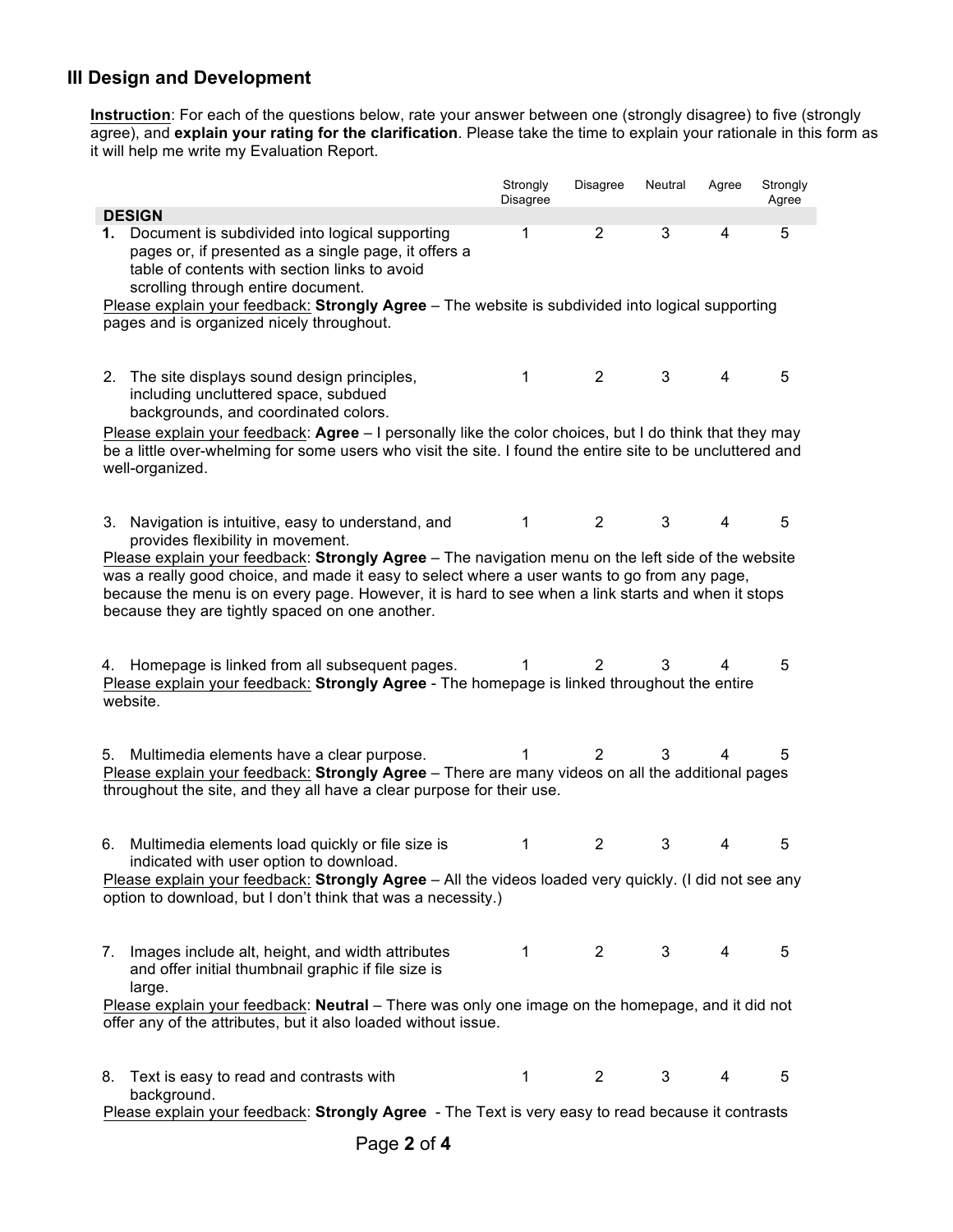## III Design and Development

**Instruction**: For each of the questions below, rate your answer between one (strongly disagree) to five (strongly agree), and **explain your rating for the clarification**. Please take the time to explain your rationale in this form as it will help me write my Evaluation Report.

| | Strongly Disagree | Disagree | Neutral | Agree | Strongly Agree |
|---|---|---|---|---|---|
| **DESIGN** | | | | | |
| **1.** Document is subdivided into logical supporting pages or, if presented as a single page, it offers a table of contents with section links to avoid scrolling through entire document. | 1 | 2 | 3 | 4 | 5 |

Please explain your feedback: **Strongly Agree** – The website is subdivided into logical supporting pages and is organized nicely throughout.

| | | | | | |
|---|---|---|---|---|---|
| 2. The site displays sound design principles, including uncluttered space, subdued backgrounds, and coordinated colors. | 1 | 2 | 3 | 4 | 5 |

Please explain your feedback: **Agree** – I personally like the color choices, but I do think that they may be a little over-whelming for some users who visit the site. I found the entire site to be uncluttered and well-organized.

| | | | | | |
|---|---|---|---|---|---|
| 3. Navigation is intuitive, easy to understand, and provides flexibility in movement. | 1 | 2 | 3 | 4 | 5 |

Please explain your feedback: **Strongly Agree** – The navigation menu on the left side of the website was a really good choice, and made it easy to select where a user wants to go from any page, because the menu is on every page. However, it is hard to see when a link starts and when it stops because they are tightly spaced on one another.

| | | | | | |
|---|---|---|---|---|---|
| 4. Homepage is linked from all subsequent pages. | 1 | 2 | 3 | 4 | 5 |

Please explain your feedback: **Strongly Agree** - The homepage is linked throughout the entire website.

| | | | | | |
|---|---|---|---|---|---|
| 5. Multimedia elements have a clear purpose. | 1 | 2 | 3 | 4 | 5 |

Please explain your feedback: **Strongly Agree** – There are many videos on all the additional pages throughout the site, and they all have a clear purpose for their use.

| | | | | | |
|---|---|---|---|---|---|
| 6. Multimedia elements load quickly or file size is indicated with user option to download. | 1 | 2 | 3 | 4 | 5 |

Please explain your feedback: **Strongly Agree** – All the videos loaded very quickly. (I did not see any option to download, but I don't think that was a necessity.)

| | | | | | |
|---|---|---|---|---|---|
| 7. Images include alt, height, and width attributes and offer initial thumbnail graphic if file size is large. | 1 | 2 | 3 | 4 | 5 |

Please explain your feedback: **Neutral** – There was only one image on the homepage, and it did not offer any of the attributes, but it also loaded without issue.

| | | | | | |
|---|---|---|---|---|---|
| 8. Text is easy to read and contrasts with background. | 1 | 2 | 3 | 4 | 5 |

Please explain your feedback: **Strongly Agree** - The Text is very easy to read because it contrasts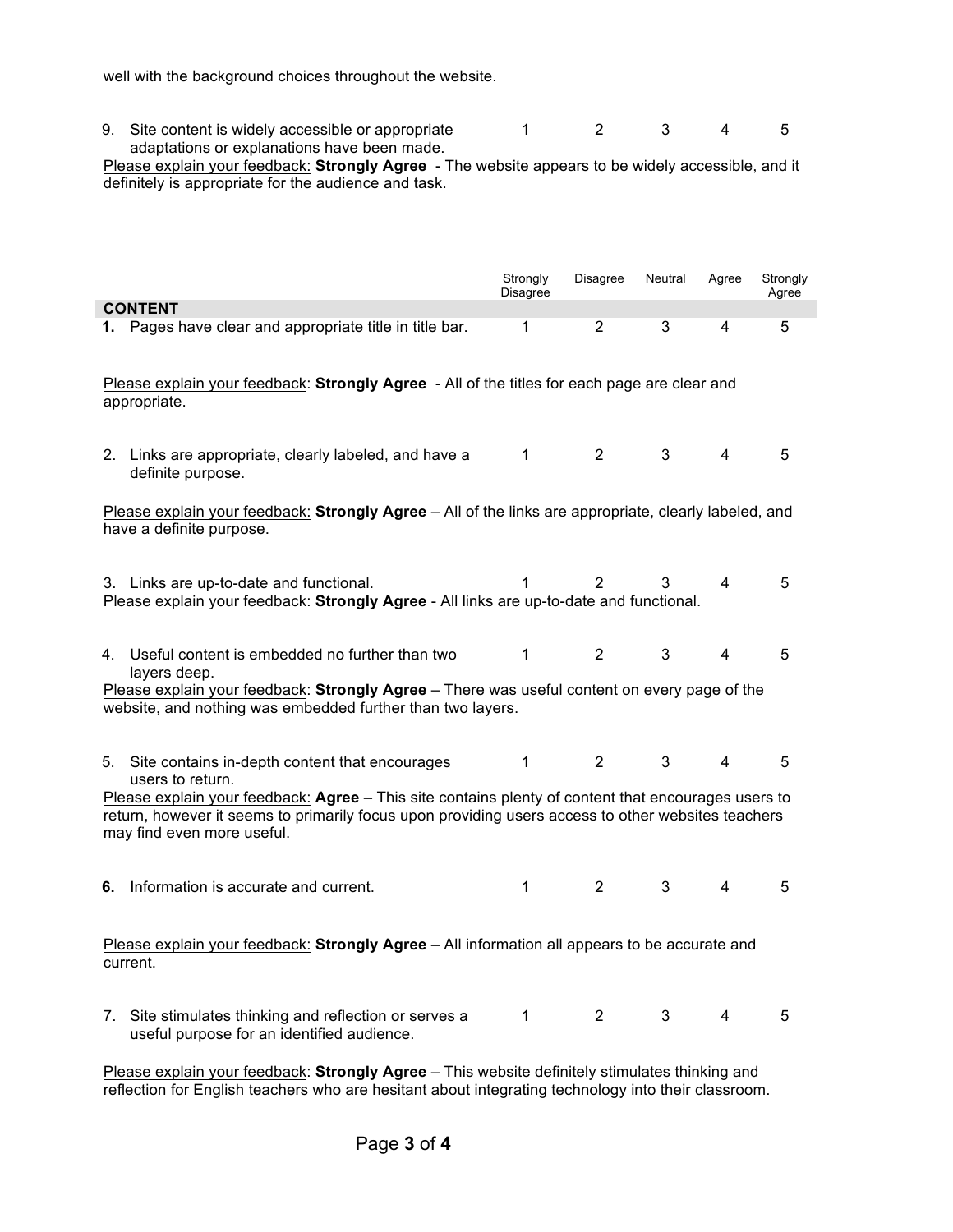well with the background choices throughout the website.

9. Site content is widely accessible or appropriate adaptations or explanations have been made. 1 2 3 4 5

<u>Please explain your feedback:</u> **Strongly Agree** - The website appears to be widely accessible, and it definitely is appropriate for the audience and task.

| | Strongly Disagree | Disagree | Neutral | Agree | Strongly Agree |
|---|---|---|---|---|---|
| **CONTENT** | | | | | |
| **1.** Pages have clear and appropriate title in title bar. | 1 | 2 | 3 | 4 | 5 |

<u>Please explain your feedback</u>: **Strongly Agree** - All of the titles for each page are clear and appropriate.

| | | | | | |
|---|---|---|---|---|---|
| 2. Links are appropriate, clearly labeled, and have a definite purpose. | 1 | 2 | 3 | 4 | 5 |

<u>Please explain your feedback:</u> **Strongly Agree** – All of the links are appropriate, clearly labeled, and have a definite purpose.

| | | | | | |
|---|---|---|---|---|---|
| 3. Links are up-to-date and functional. | 1 | 2 | 3 | 4 | 5 |

<u>Please explain your feedback:</u> **Strongly Agree** - All links are up-to-date and functional.

| | | | | | |
|---|---|---|---|---|---|
| 4. Useful content is embedded no further than two layers deep. | 1 | 2 | 3 | 4 | 5 |

<u>Please explain your feedback</u>: **Strongly Agree** – There was useful content on every page of the website, and nothing was embedded further than two layers.

| | | | | | |
|---|---|---|---|---|---|
| 5. Site contains in-depth content that encourages users to return. | 1 | 2 | 3 | 4 | 5 |

<u>Please explain your feedback:</u> **Agree** – This site contains plenty of content that encourages users to return, however it seems to primarily focus upon providing users access to other websites teachers may find even more useful.

| | | | | | |
|---|---|---|---|---|---|
| **6.** Information is accurate and current. | 1 | 2 | 3 | 4 | 5 |

<u>Please explain your feedback:</u> **Strongly Agree** – All information all appears to be accurate and current.

| | | | | | |
|---|---|---|---|---|---|
| 7. Site stimulates thinking and reflection or serves a useful purpose for an identified audience. | 1 | 2 | 3 | 4 | 5 |

<u>Please explain your feedback</u>: **Strongly Agree** – This website definitely stimulates thinking and reflection for English teachers who are hesitant about integrating technology into their classroom.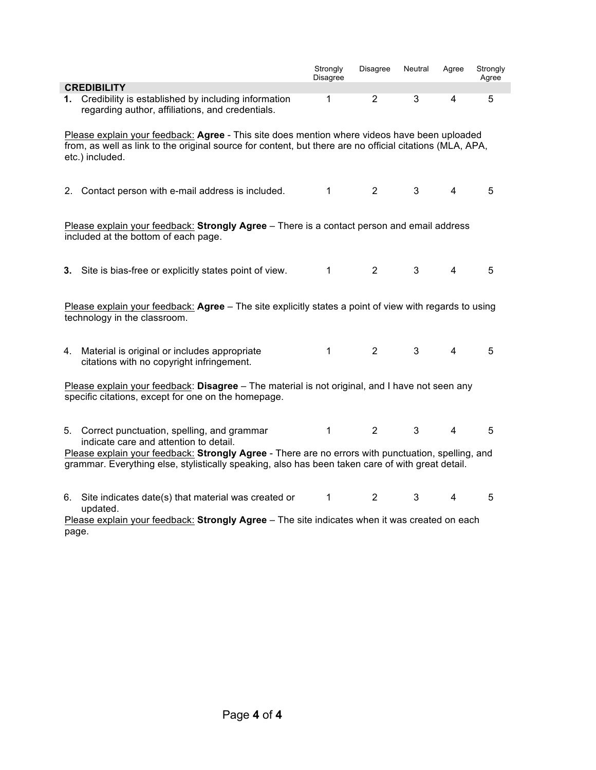| | | Strongly Disagree | Disagree | Neutral | Agree | Strongly Agree |
|---|---|---|---|---|---|---|
| **CREDIBILITY** | | | | | | |
| **1.** | Credibility is established by including information regarding author, affiliations, and credentials. | 1 | 2 | 3 | 4 | 5 |

Please explain your feedback: **Agree** - This site does mention where videos have been uploaded from, as well as link to the original source for content, but there are no official citations (MLA, APA, etc.) included.

| | | | | | | |
|---|---|---|---|---|---|---|
| 2. | Contact person with e-mail address is included. | 1 | 2 | 3 | 4 | 5 |

Please explain your feedback: **Strongly Agree** – There is a contact person and email address included at the bottom of each page.

| | | | | | | |
|---|---|---|---|---|---|---|
| **3.** | Site is bias-free or explicitly states point of view. | 1 | 2 | 3 | 4 | 5 |

Please explain your feedback: **Agree** – The site explicitly states a point of view with regards to using technology in the classroom.

| | | | | | | |
|---|---|---|---|---|---|---|
| 4. | Material is original or includes appropriate citations with no copyright infringement. | 1 | 2 | 3 | 4 | 5 |

Please explain your feedback: **Disagree** – The material is not original, and I have not seen any specific citations, except for one on the homepage.

| | | | | | | |
|---|---|---|---|---|---|---|
| 5. | Correct punctuation, spelling, and grammar indicate care and attention to detail. | 1 | 2 | 3 | 4 | 5 |

Please explain your feedback: **Strongly Agree** - There are no errors with punctuation, spelling, and grammar. Everything else, stylistically speaking, also has been taken care of with great detail.

| | | | | | | |
|---|---|---|---|---|---|---|
| 6. | Site indicates date(s) that material was created or updated. | 1 | 2 | 3 | 4 | 5 |

Please explain your feedback: **Strongly Agree** – The site indicates when it was created on each page.